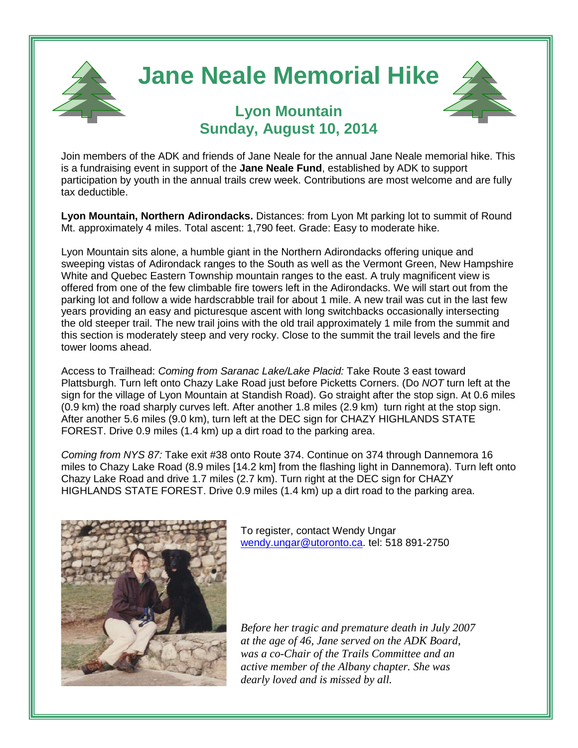# Jane Neale Memorial Hike

## Lyon Mountain
## Sunday, August 10, 2014

Join members of the ADK and friends of Jane Neale for the annual Jane Neale memorial hike. This is a fundraising event in support of the **Jane Neale Fund**, established by ADK to support participation by youth in the annual trails crew week. Contributions are most welcome and are fully tax deductible.

**Lyon Mountain, Northern Adirondacks.** Distances: from Lyon Mt parking lot to summit of Round Mt. approximately 4 miles. Total ascent: 1,790 feet. Grade: Easy to moderate hike.

Lyon Mountain sits alone, a humble giant in the Northern Adirondacks offering unique and sweeping vistas of Adirondack ranges to the South as well as the Vermont Green, New Hampshire White and Quebec Eastern Township mountain ranges to the east. A truly magnificent view is offered from one of the few climbable fire towers left in the Adirondacks. We will start out from the parking lot and follow a wide hardscrabble trail for about 1 mile. A new trail was cut in the last few years providing an easy and picturesque ascent with long switchbacks occasionally intersecting the old steeper trail. The new trail joins with the old trail approximately 1 mile from the summit and this section is moderately steep and very rocky. Close to the summit the trail levels and the fire tower looms ahead.

Access to Trailhead: *Coming from Saranac Lake/Lake Placid:* Take Route 3 east toward Plattsburgh. Turn left onto Chazy Lake Road just before Picketts Corners. (Do *NOT* turn left at the sign for the village of Lyon Mountain at Standish Road). Go straight after the stop sign. At 0.6 miles (0.9 km) the road sharply curves left. After another 1.8 miles (2.9 km) turn right at the stop sign. After another 5.6 miles (9.0 km), turn left at the DEC sign for CHAZY HIGHLANDS STATE FOREST. Drive 0.9 miles (1.4 km) up a dirt road to the parking area.

*Coming from NYS 87:* Take exit #38 onto Route 374. Continue on 374 through Dannemora 16 miles to Chazy Lake Road (8.9 miles [14.2 km] from the flashing light in Dannemora). Turn left onto Chazy Lake Road and drive 1.7 miles (2.7 km). Turn right at the DEC sign for CHAZY HIGHLANDS STATE FOREST. Drive 0.9 miles (1.4 km) up a dirt road to the parking area.

To register, contact Wendy Ungar [wendy.ungar@utoronto.ca](mailto:wendy.ungar@utoronto.ca). tel: 518 891-2750

*Before her tragic and premature death in July 2007 at the age of 46, Jane served on the ADK Board, was a co-Chair of the Trails Committee and an active member of the Albany chapter. She was dearly loved and is missed by all.*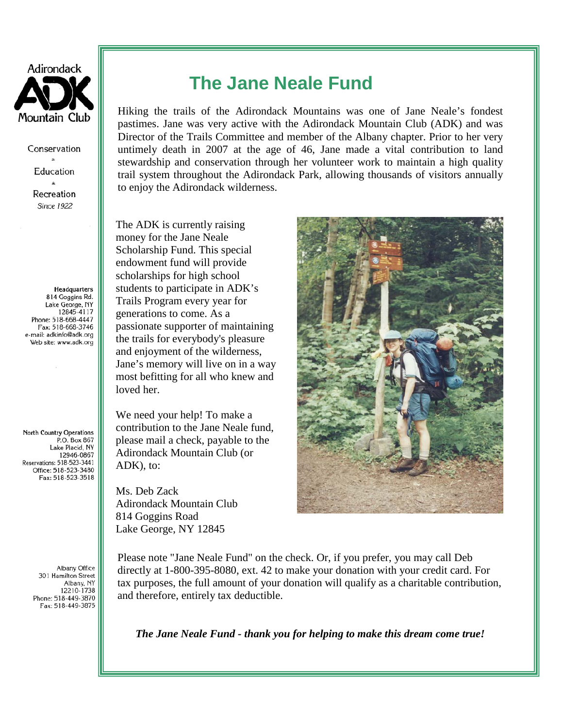Adirondack Mountain Club

Conservation
Education
Recreation
*Since 1922*

**Headquarters**
814 Goggins Rd.
Lake George, NY
12845-4117
Phone: 518-668-4447
Fax: 518-668-3746
e-mail: adkinfo@adk.org
Web site: www.adk.org

**North Country Operations**
P.O. Box 867
Lake Placid, NY
12946-0867
Reservations: 518-523-3441
Office: 518-523-3480
Fax: 518-523-3518

Albany Office
301 Hamilton Street
Albany, NY
12210-1738
Phone: 518-449-3870
Fax: 518-449-3875

# The Jane Neale Fund

Hiking the trails of the Adirondack Mountains was one of Jane Neale's fondest pastimes. Jane was very active with the Adirondack Mountain Club (ADK) and was Director of the Trails Committee and member of the Albany chapter. Prior to her very untimely death in 2007 at the age of 46, Jane made a vital contribution to land stewardship and conservation through her volunteer work to maintain a high quality trail system throughout the Adirondack Park, allowing thousands of visitors annually to enjoy the Adirondack wilderness.

The ADK is currently raising money for the Jane Neale Scholarship Fund. This special endowment fund will provide scholarships for high school students to participate in ADK's Trails Program every year for generations to come. As a passionate supporter of maintaining the trails for everybody's pleasure and enjoyment of the wilderness, Jane's memory will live on in a way most befitting for all who knew and loved her.

We need your help! To make a contribution to the Jane Neale fund, please mail a check, payable to the Adirondack Mountain Club (or ADK), to:

Ms. Deb Zack
Adirondack Mountain Club
814 Goggins Road
Lake George, NY 12845

Please note "Jane Neale Fund" on the check. Or, if you prefer, you may call Deb directly at 1-800-395-8080, ext. 42 to make your donation with your credit card. For tax purposes, the full amount of your donation will qualify as a charitable contribution, and therefore, entirely tax deductible.

***The Jane Neale Fund - thank you for helping to make this dream come true!***